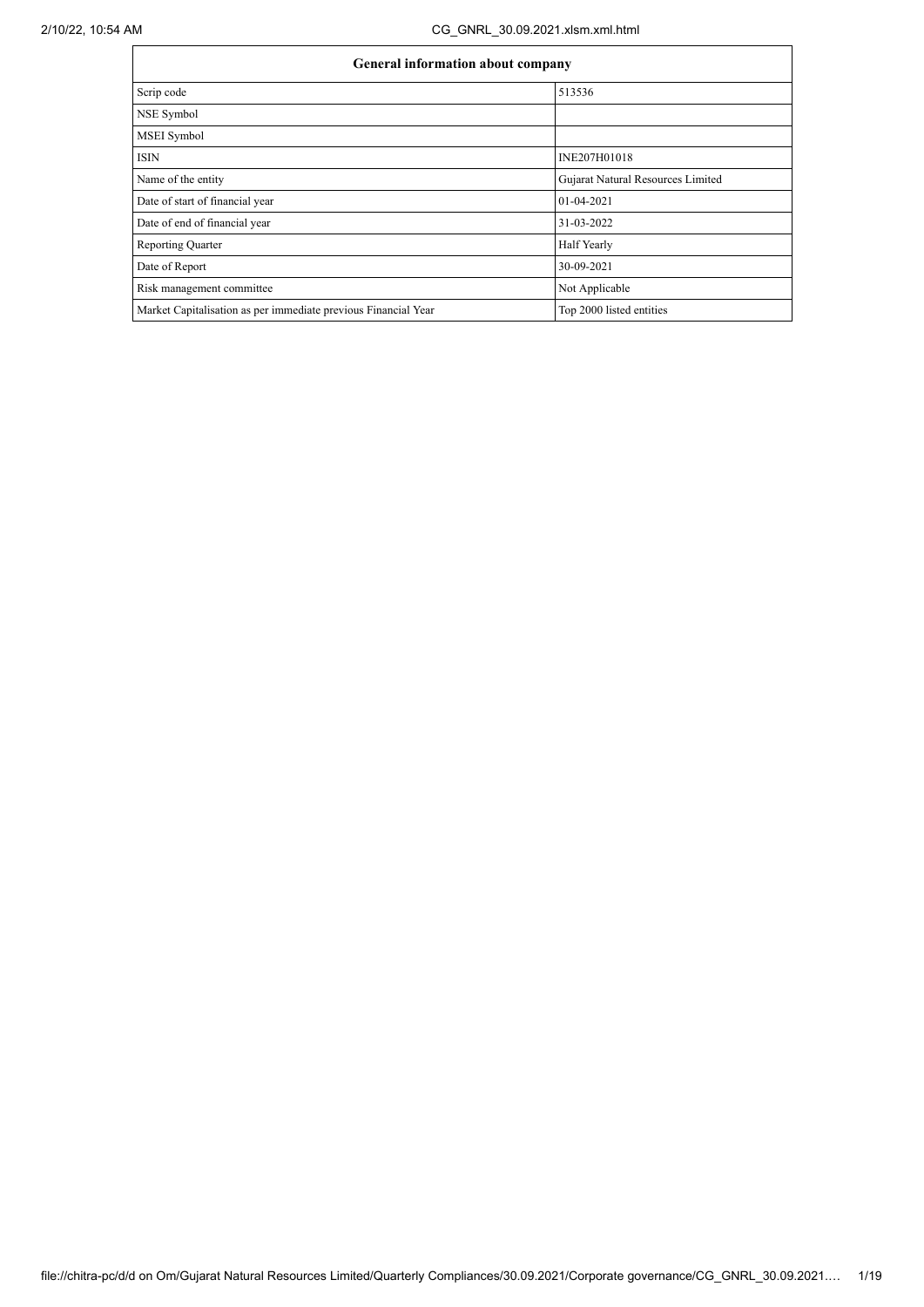| General information about company | |
|---|---|
| Scrip code | 513536 |
| NSE Symbol | |
| MSEI Symbol | |
| ISIN | INE207H01018 |
| Name of the entity | Gujarat Natural Resources Limited |
| Date of start of financial year | 01-04-2021 |
| Date of end of financial year | 31-03-2022 |
| Reporting Quarter | Half Yearly |
| Date of Report | 30-09-2021 |
| Risk management committee | Not Applicable |
| Market Capitalisation as per immediate previous Financial Year | Top 2000 listed entities |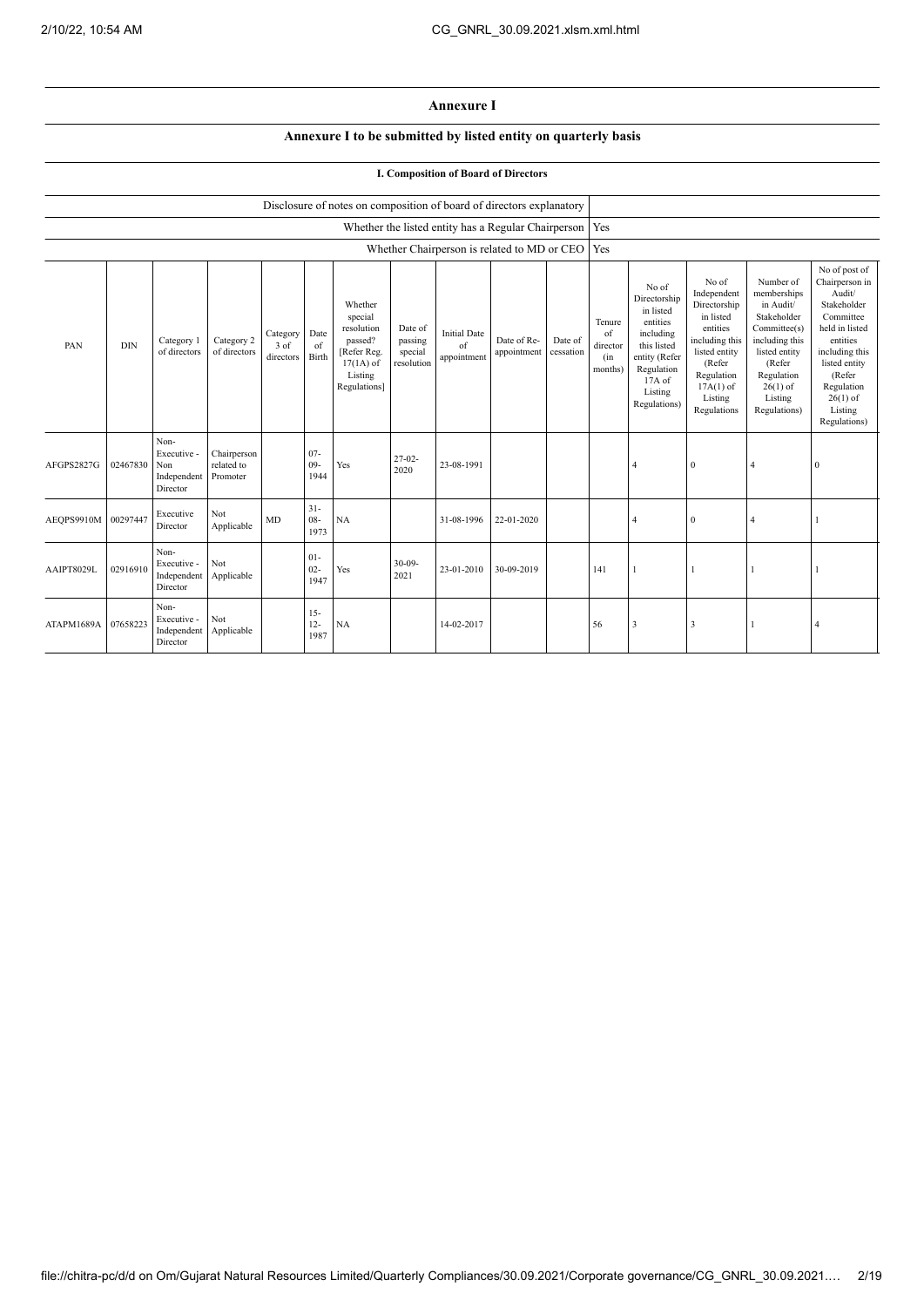# Annexure I

## Annexure I to be submitted by listed entity on quarterly basis

### I. Composition of Board of Directors

| Disclosure of notes on composition of board of directors explanatory | |
|---|---|
| Whether the listed entity has a Regular Chairperson | Yes |
| Whether Chairperson is related to MD or CEO | Yes |

| PAN | DIN | Category 1 of directors | Category 2 of directors | Category 3 of directors | Date of Birth | Whether special resolution passed? [Refer Reg. 17(1A) of Listing Regulations] | Date of passing special resolution | Initial Date of appointment | Date of Re-appointment | Date of cessation | Tenure of director (in months) | No of Directorship in listed entities including this listed entity (Refer Regulation 17A of Listing Regulations) | No of Independent Directorship in listed entities including this listed entity (Refer Regulation 17A(1) of Listing Regulations | Number of memberships in Audit/ Stakeholder Committee(s) including this listed entity (Refer Regulation 26(1) of Listing Regulations) | No of post of Chairperson in Audit/ Stakeholder Committee held in listed entities including this listed entity (Refer Regulation 26(1) of Listing Regulations) |
|---|---|---|---|---|---|---|---|---|---|---|---|---|---|---|---|
| AFGPS2827G | 02467830 | Non-Executive - Non Independent Director | Chairperson related to Promoter | | 07-09-1944 | Yes | 27-02-2020 | 23-08-1991 | | | | 4 | 0 | 4 | 0 |
| AEQPS9910M | 00297447 | Executive Director | Not Applicable | MD | 31-08-1973 | NA | | 31-08-1996 | 22-01-2020 | | | 4 | 0 | 4 | 1 |
| AAIPT8029L | 02916910 | Non-Executive - Independent Director | Not Applicable | | 01-02-1947 | Yes | 30-09-2021 | 23-01-2010 | 30-09-2019 | | 141 | 1 | 1 | 1 | 1 |
| ATAPM1689A | 07658223 | Non-Executive - Independent Director | Not Applicable | | 15-12-1987 | NA | | 14-02-2017 | | | 56 | 3 | 3 | 1 | 4 |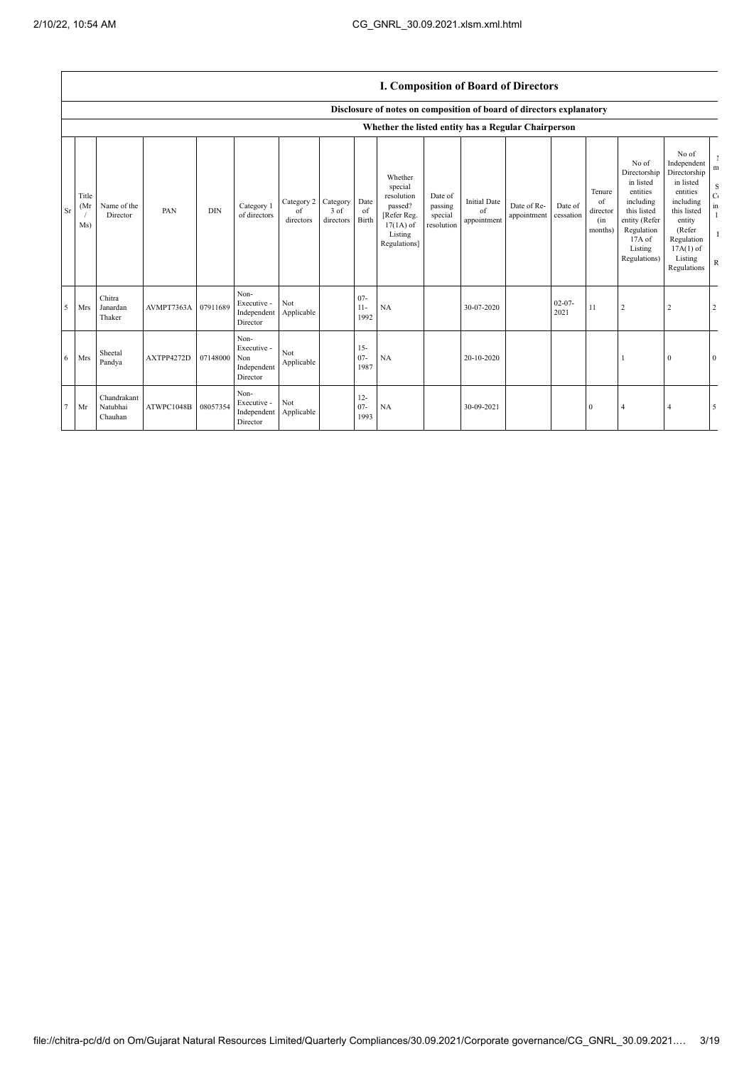## I. Composition of Board of Directors

Disclosure of notes on composition of board of directors explanatory

Whether the listed entity has a Regular Chairperson

| Sr | Title (Mr / Ms) | Name of the Director | PAN | DIN | Category 1 of directors | Category 2 of directors | Category 3 of directors | Date of Birth | Whether special resolution passed? [Refer Reg. 17(1A) of Listing Regulations] | Date of passing special resolution | Initial Date of appointment | Date of Re-appointment | Date of cessation | Tenure of director (in months) | No of Directorship in listed entities including this listed entity (Refer Regulation 17A of Listing Regulations) | No of Independent Directorship in listed entities including this listed entity (Refer Regulation 17A(1) of Listing Regulations | N m S C in 1 R |
|---|---|---|---|---|---|---|---|---|---|---|---|---|---|---|---|---|---|
| 5 | Mrs | Chitra Janardan Thaker | AVMPT7363A | 07911689 | Non-Executive - Independent Director | Not Applicable | | 07-11-1992 | NA | | 30-07-2020 | | 02-07-2021 | 11 | 2 | 2 | 2 |
| 6 | Mrs | Sheetal Pandya | AXTPP4272D | 07148000 | Non-Executive - Non Independent Director | Not Applicable | | 15-07-1987 | NA | | 20-10-2020 | | | | 1 | 0 | 0 |
| 7 | Mr | Chandrakant Natubhai Chauhan | ATWPC1048B | 08057354 | Non-Executive - Independent Director | Not Applicable | | 12-07-1993 | NA | | 30-09-2021 | | | 0 | 4 | 4 | 5 |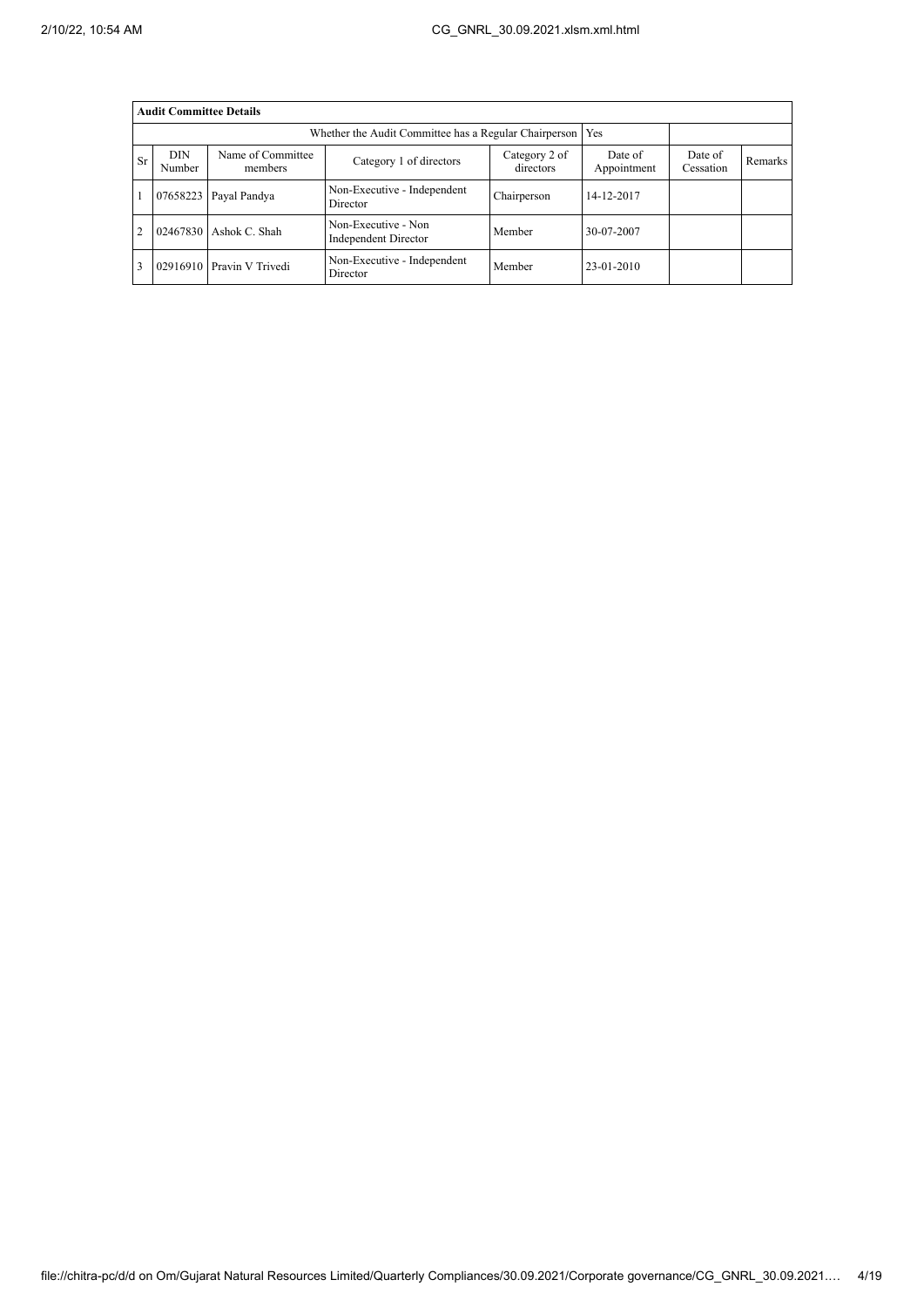| Audit Committee Details | | | | | | | |
|---|---|---|---|---|---|---|---|
| Whether the Audit Committee has a Regular Chairperson | | | | | Yes | | |
| Sr | DIN Number | Name of Committee members | Category 1 of directors | Category 2 of directors | Date of Appointment | Date of Cessation | Remarks |
| 1 | 07658223 | Payal Pandya | Non-Executive - Independent Director | Chairperson | 14-12-2017 | | |
| 2 | 02467830 | Ashok C. Shah | Non-Executive - Non Independent Director | Member | 30-07-2007 | | |
| 3 | 02916910 | Pravin V Trivedi | Non-Executive - Independent Director | Member | 23-01-2010 | | |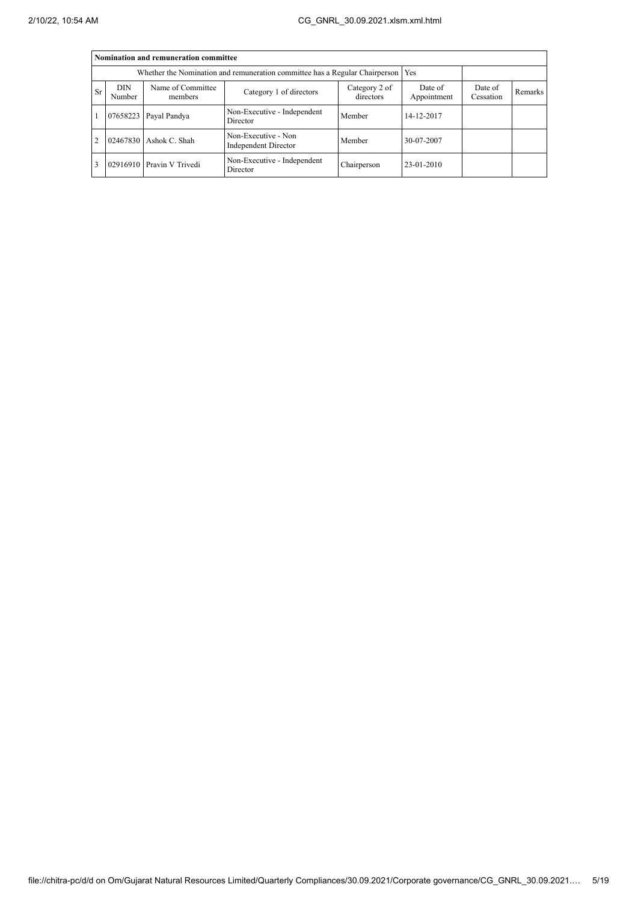| Nomination and remuneration committee | | | | | | | |
|---|---|---|---|---|---|---|---|
| Whether the Nomination and remuneration committee has a Regular Chairperson | | | | | Yes | | |
| Sr | DIN Number | Name of Committee members | Category 1 of directors | Category 2 of directors | Date of Appointment | Date of Cessation | Remarks |
| 1 | 07658223 | Payal Pandya | Non-Executive - Independent Director | Member | 14-12-2017 | | |
| 2 | 02467830 | Ashok C. Shah | Non-Executive - Non Independent Director | Member | 30-07-2007 | | |
| 3 | 02916910 | Pravin V Trivedi | Non-Executive - Independent Director | Chairperson | 23-01-2010 | | |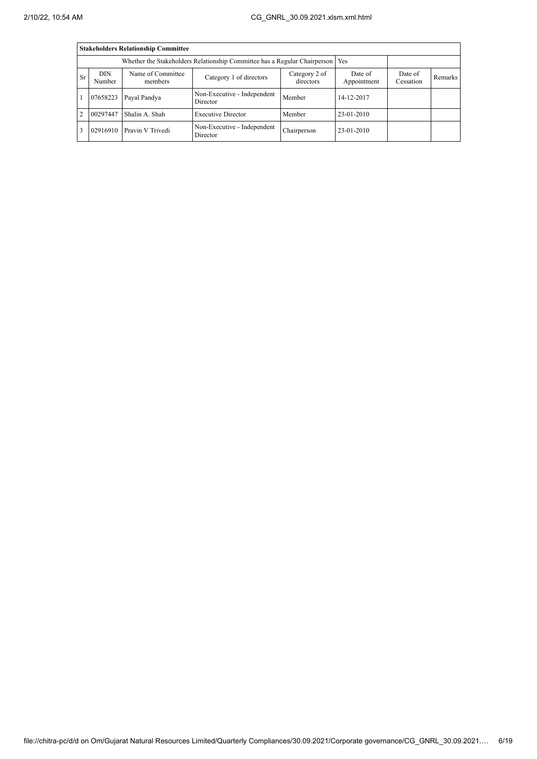| Stakeholders Relationship Committee | | | | | | | |
|---|---|---|---|---|---|---|---|
| Whether the Stakeholders Relationship Committee has a Regular Chairperson | | | | | Yes | | |
| Sr | DIN Number | Name of Committee members | Category 1 of directors | Category 2 of directors | Date of Appointment | Date of Cessation | Remarks |
| 1 | 07658223 | Payal Pandya | Non-Executive - Independent Director | Member | 14-12-2017 | | |
| 2 | 00297447 | Shalin A. Shah | Executive Director | Member | 23-01-2010 | | |
| 3 | 02916910 | Pravin V Trivedi | Non-Executive - Independent Director | Chairperson | 23-01-2010 | | |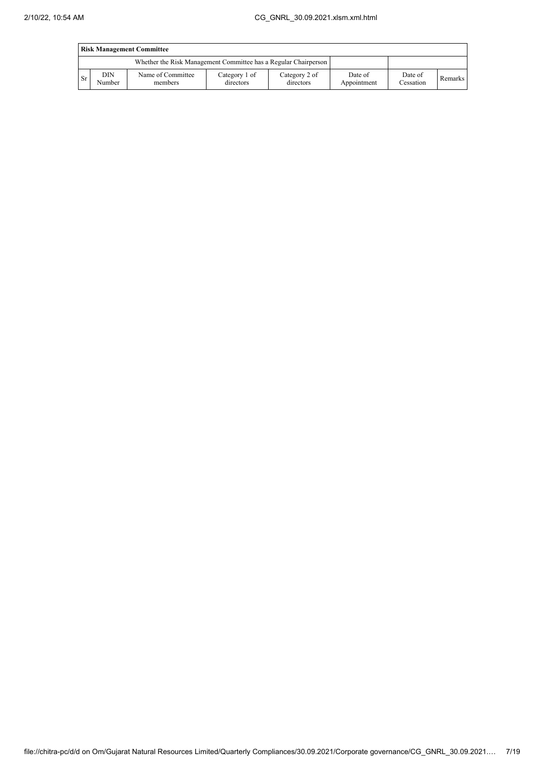| **Risk Management Committee** | | | | | | | |
|---|---|---|---|---|---|---|---|
| Whether the Risk Management Committee has a Regular Chairperson | | | | | | | |
| Sr | DIN Number | Name of Committee members | Category 1 of directors | Category 2 of directors | Date of Appointment | Date of Cessation | Remarks |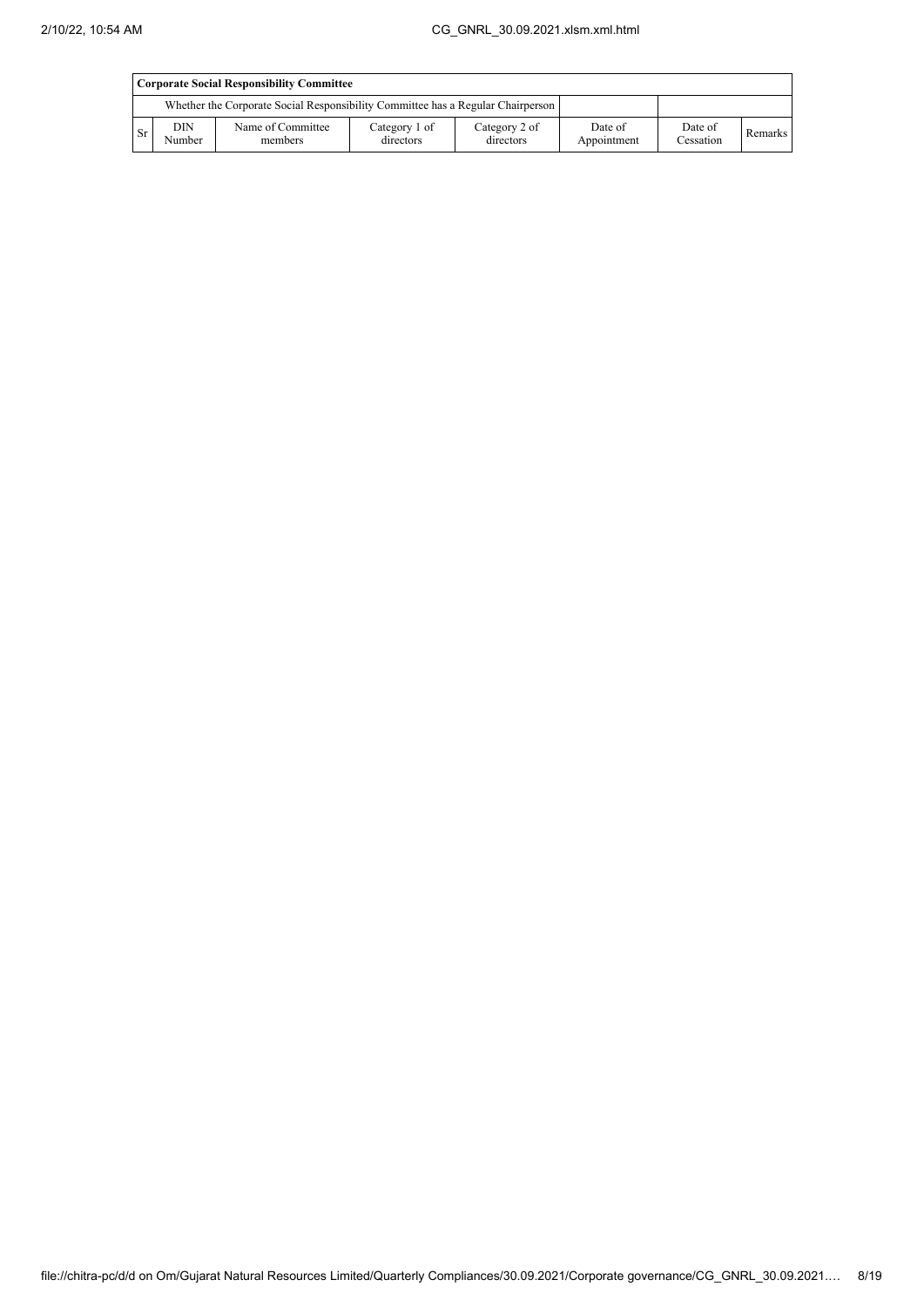| Corporate Social Responsibility Committee | | | | | | | |
|---|---|---|---|---|---|---|---|
| Whether the Corporate Social Responsibility Committee has a Regular Chairperson | | | | | | | |
| Sr | DIN Number | Name of Committee members | Category 1 of directors | Category 2 of directors | Date of Appointment | Date of Cessation | Remarks |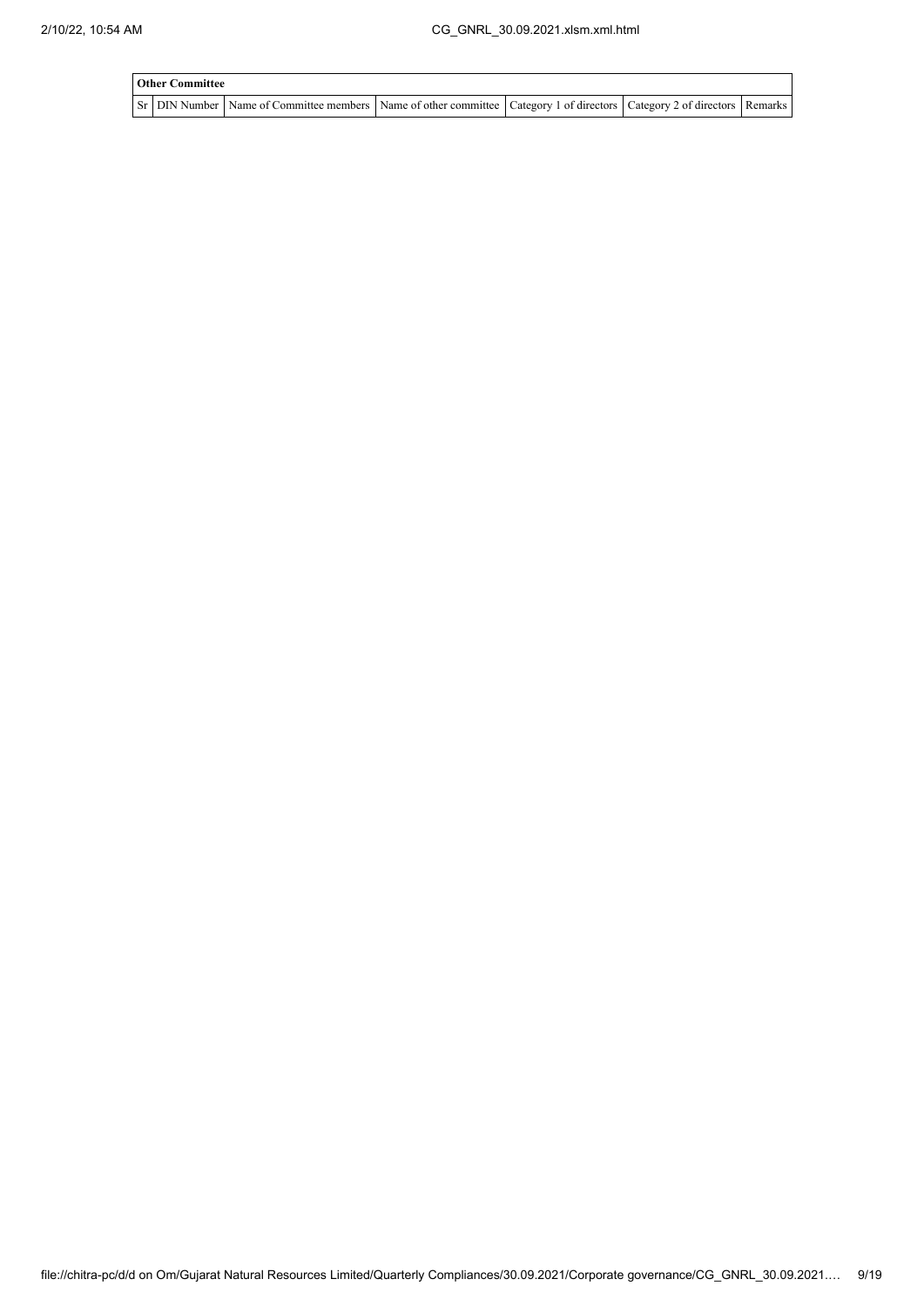| Other Committee | | | | | | |
|---|---|---|---|---|---|---|
| Sr | DIN Number | Name of Committee members | Name of other committee | Category 1 of directors | Category 2 of directors | Remarks |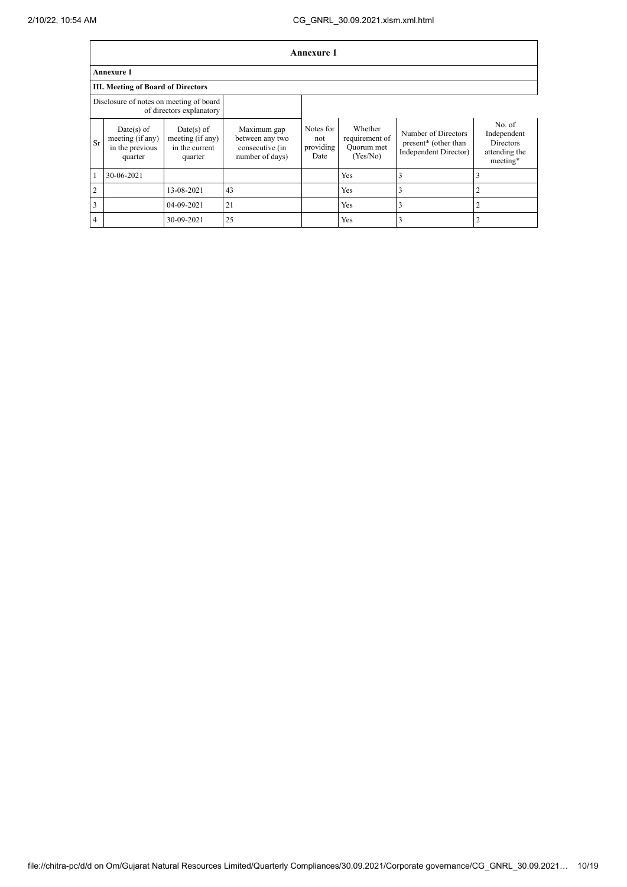# Annexure 1

## Annexure 1

### III. Meeting of Board of Directors

| Disclosure of notes on meeting of board of directors explanatory | | | | | | | |
|---|---|---|---|---|---|---|---|
| Sr | Date(s) of meeting (if any) in the previous quarter | Date(s) of meeting (if any) in the current quarter | Maximum gap between any two consecutive (in number of days) | Notes for not providing Date | Whether requirement of Quorum met (Yes/No) | Number of Directors present* (other than Independent Director) | No. of Independent Directors attending the meeting* |
| 1 | 30-06-2021 | | | | Yes | 3 | 3 |
| 2 | | 13-08-2021 | 43 | | Yes | 3 | 2 |
| 3 | | 04-09-2021 | 21 | | Yes | 3 | 2 |
| 4 | | 30-09-2021 | 25 | | Yes | 3 | 2 |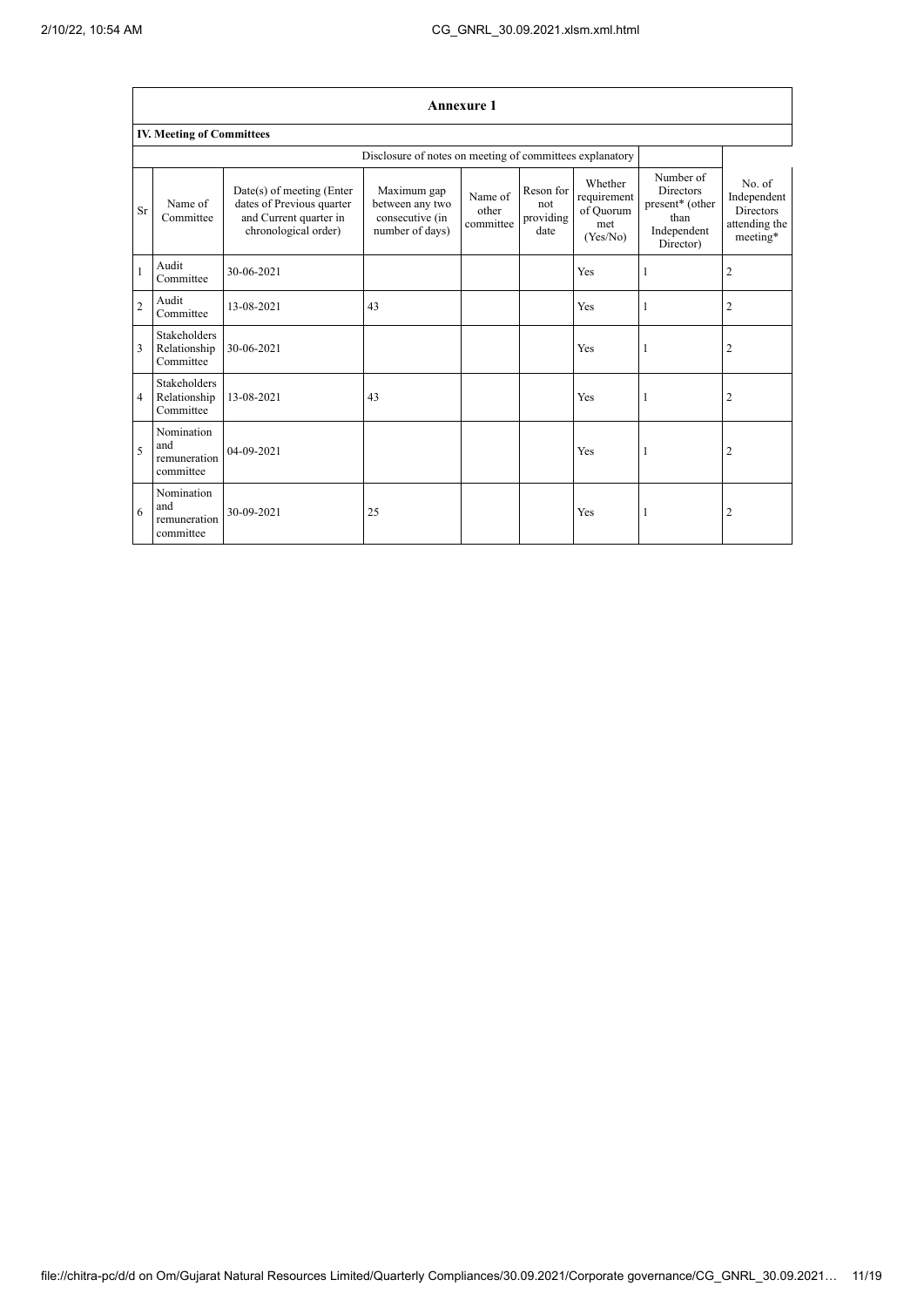## Annexure 1

### IV. Meeting of Committees

| Sr | Name of Committee | Date(s) of meeting (Enter dates of Previous quarter and Current quarter in chronological order) | Maximum gap between any two consecutive (in number of days) | Name of other committee | Reson for not providing date | Whether requirement of Quorum met (Yes/No) | Number of Directors present* (other than Independent Director) | No. of Independent Directors attending the meeting* |
|---|---|---|---|---|---|---|---|---|
| | | Disclosure of notes on meeting of committees explanatory | | | | | | |
| 1 | Audit Committee | 30-06-2021 | | | | Yes | 1 | 2 |
| 2 | Audit Committee | 13-08-2021 | 43 | | | Yes | 1 | 2 |
| 3 | Stakeholders Relationship Committee | 30-06-2021 | | | | Yes | 1 | 2 |
| 4 | Stakeholders Relationship Committee | 13-08-2021 | 43 | | | Yes | 1 | 2 |
| 5 | Nomination and remuneration committee | 04-09-2021 | | | | Yes | 1 | 2 |
| 6 | Nomination and remuneration committee | 30-09-2021 | 25 | | | Yes | 1 | 2 |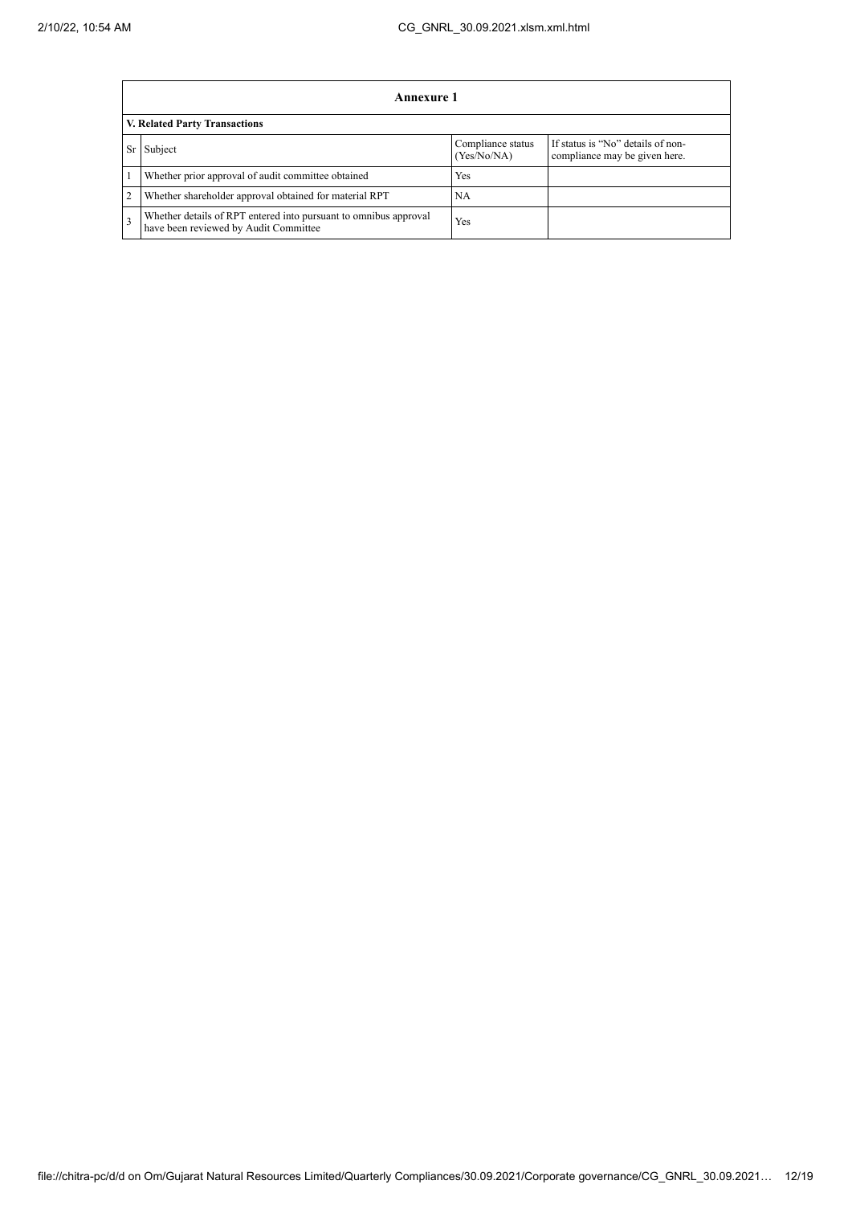| Annexure 1 | | | |
|---|---|---|---|
| **V. Related Party Transactions** | | | |
| Sr | Subject | Compliance status (Yes/No/NA) | If status is "No" details of non-compliance may be given here. |
| 1 | Whether prior approval of audit committee obtained | Yes | |
| 2 | Whether shareholder approval obtained for material RPT | NA | |
| 3 | Whether details of RPT entered into pursuant to omnibus approval have been reviewed by Audit Committee | Yes | |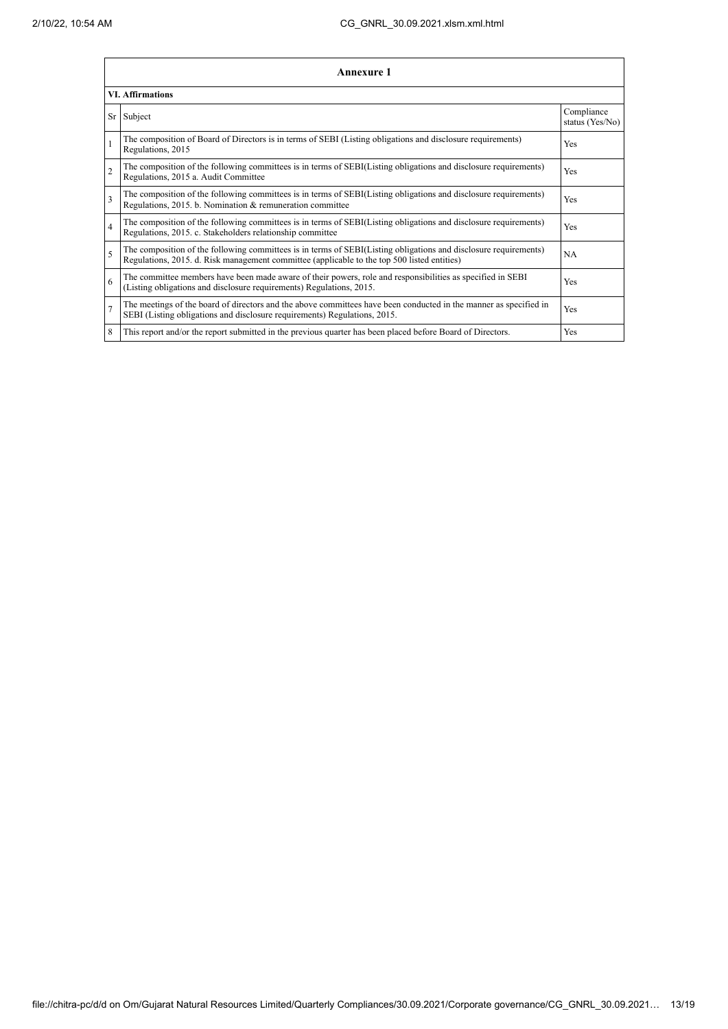| Annexure 1 | | |
|---|---|---|
| **VI. Affirmations** | | |
| Sr | Subject | Compliance status (Yes/No) |
| 1 | The composition of Board of Directors is in terms of SEBI (Listing obligations and disclosure requirements) Regulations, 2015 | Yes |
| 2 | The composition of the following committees is in terms of SEBI(Listing obligations and disclosure requirements) Regulations, 2015 a. Audit Committee | Yes |
| 3 | The composition of the following committees is in terms of SEBI(Listing obligations and disclosure requirements) Regulations, 2015. b. Nomination & remuneration committee | Yes |
| 4 | The composition of the following committees is in terms of SEBI(Listing obligations and disclosure requirements) Regulations, 2015. c. Stakeholders relationship committee | Yes |
| 5 | The composition of the following committees is in terms of SEBI(Listing obligations and disclosure requirements) Regulations, 2015. d. Risk management committee (applicable to the top 500 listed entities) | NA |
| 6 | The committee members have been made aware of their powers, role and responsibilities as specified in SEBI (Listing obligations and disclosure requirements) Regulations, 2015. | Yes |
| 7 | The meetings of the board of directors and the above committees have been conducted in the manner as specified in SEBI (Listing obligations and disclosure requirements) Regulations, 2015. | Yes |
| 8 | This report and/or the report submitted in the previous quarter has been placed before Board of Directors. | Yes |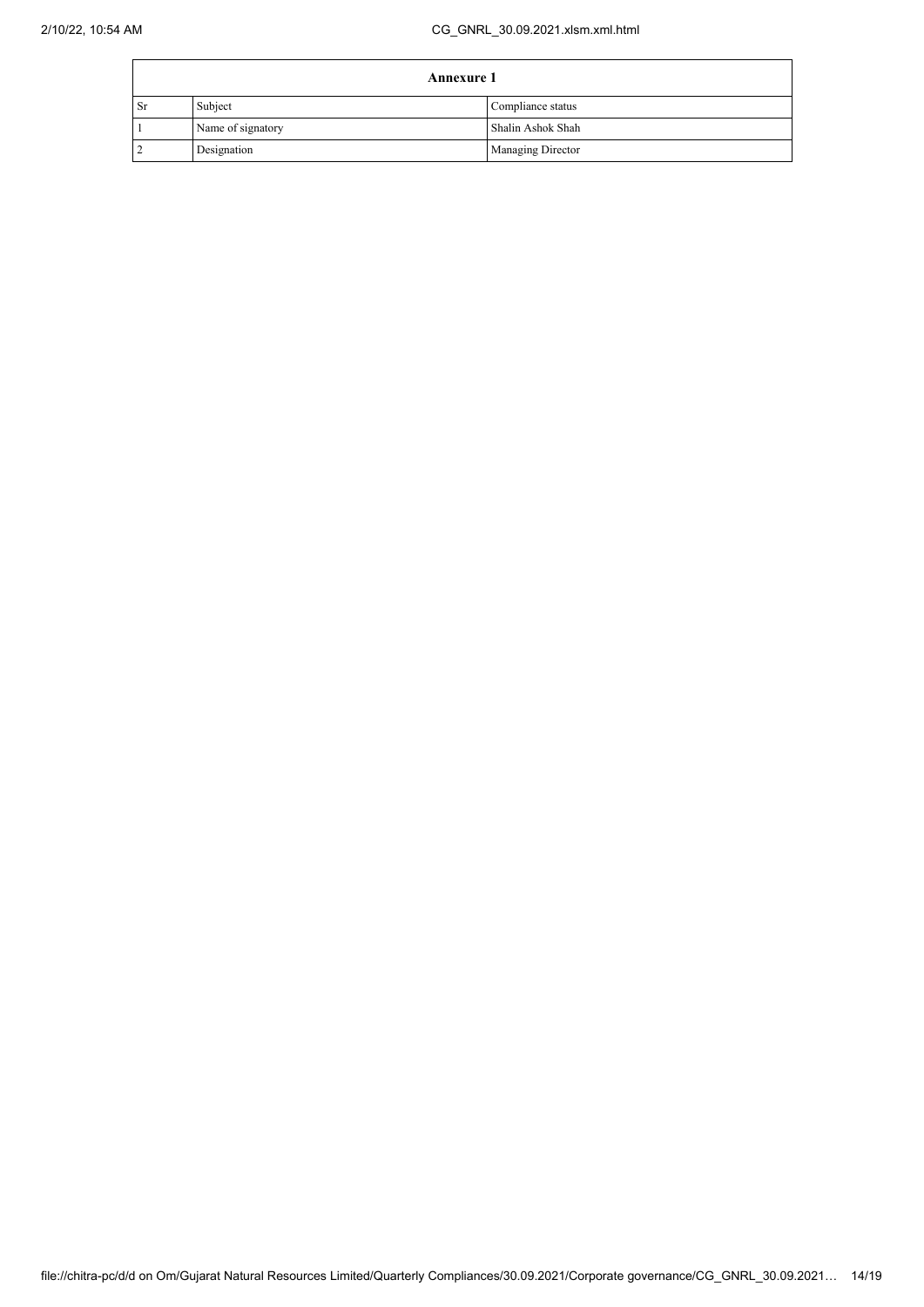| Annexure 1 | | |
|---|---|---|
| Sr | Subject | Compliance status |
| 1 | Name of signatory | Shalin Ashok Shah |
| 2 | Designation | Managing Director |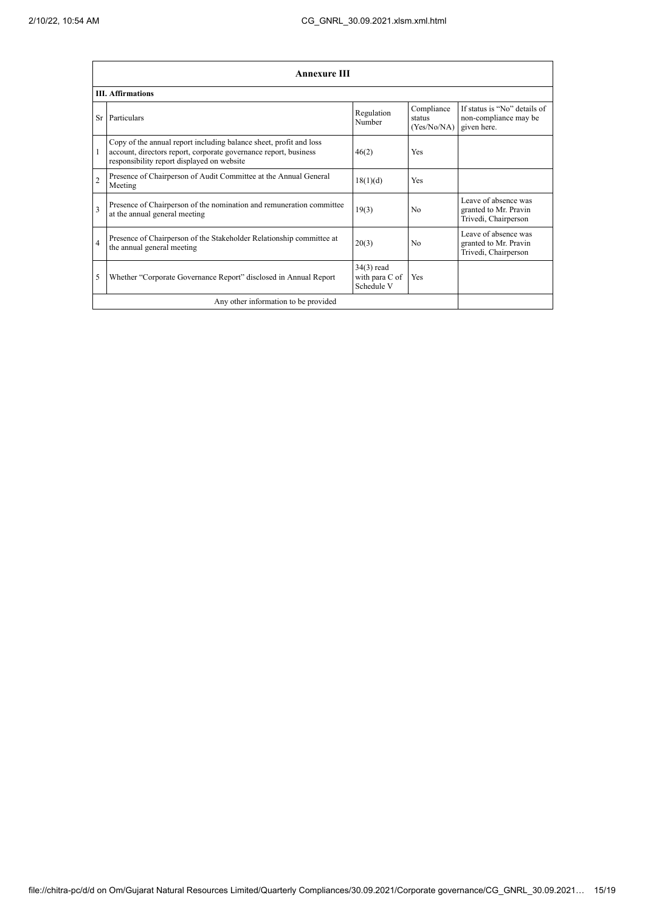| Annexure III | | | | |
|---|---|---|---|---|
| **III. Affirmations** | | | | |
| Sr | Particulars | Regulation Number | Compliance status (Yes/No/NA) | If status is "No" details of non-compliance may be given here. |
| 1 | Copy of the annual report including balance sheet, profit and loss account, directors report, corporate governance report, business responsibility report displayed on website | 46(2) | Yes | |
| 2 | Presence of Chairperson of Audit Committee at the Annual General Meeting | 18(1)(d) | Yes | |
| 3 | Presence of Chairperson of the nomination and remuneration committee at the annual general meeting | 19(3) | No | Leave of absence was granted to Mr. Pravin Trivedi, Chairperson |
| 4 | Presence of Chairperson of the Stakeholder Relationship committee at the annual general meeting | 20(3) | No | Leave of absence was granted to Mr. Pravin Trivedi, Chairperson |
| 5 | Whether "Corporate Governance Report" disclosed in Annual Report | 34(3) read with para C of Schedule V | Yes | |
| Any other information to be provided | | | | |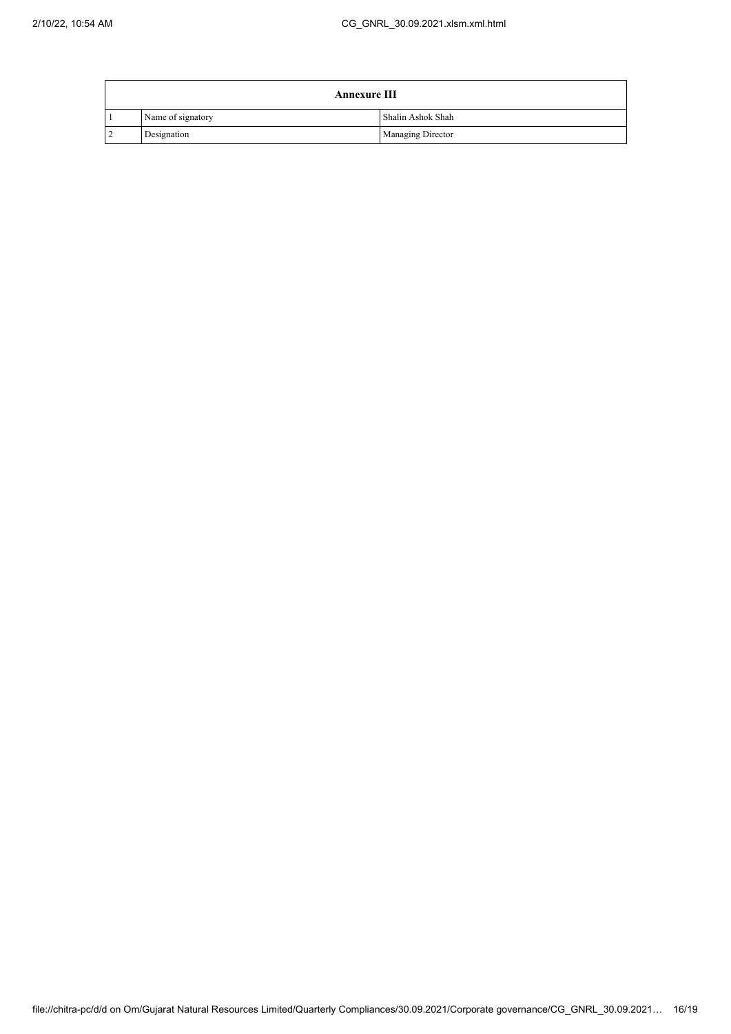| Annexure III | | |
|---|---|---|
| 1 | Name of signatory | Shalin Ashok Shah |
| 2 | Designation | Managing Director |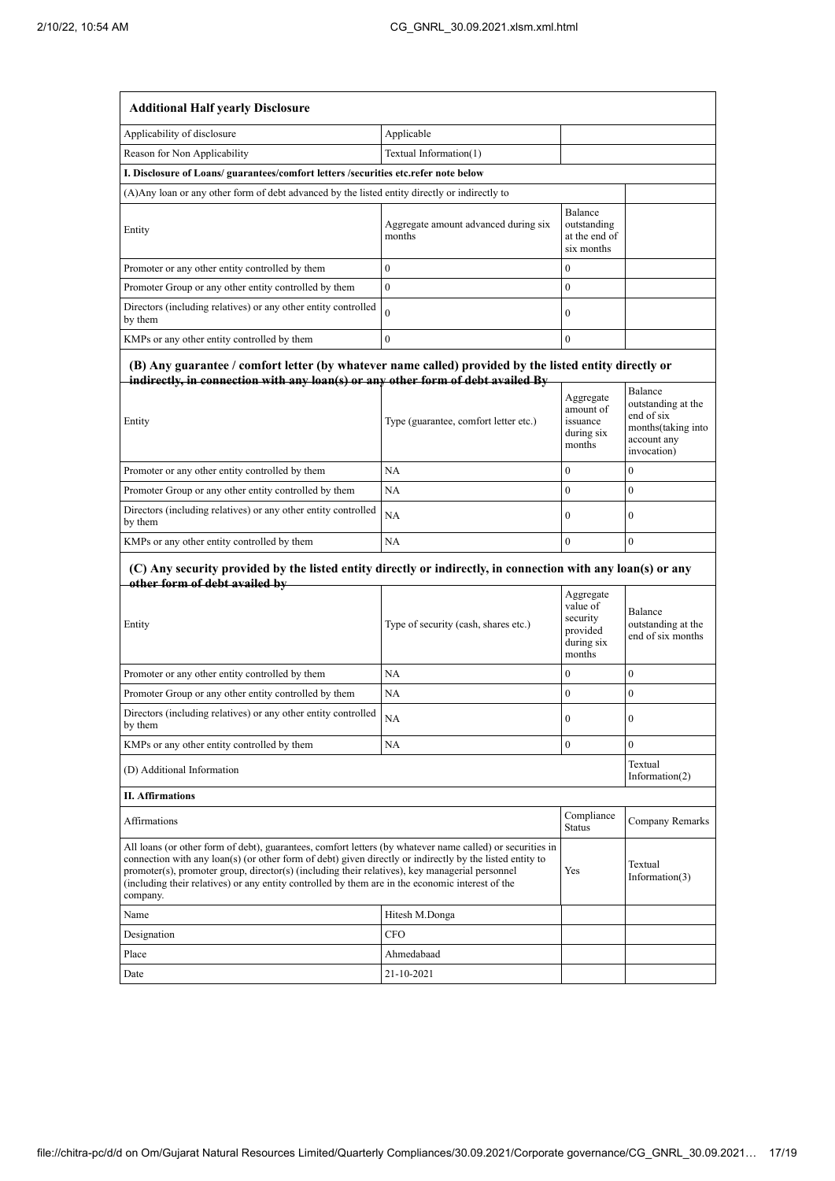| **Additional Half yearly Disclosure** | | | |
|---|---|---|---|
| Applicability of disclosure | Applicable | | |
| Reason for Non Applicability | Textual Information(1) | | |
| **I. Disclosure of Loans/ guarantees/comfort letters /securities etc.refer note below** | | | |
| (A)Any loan or any other form of debt advanced by the listed entity directly or indirectly to | | | |
| Entity | Aggregate amount advanced during six months | Balance outstanding at the end of six months | |
| Promoter or any other entity controlled by them | 0 | 0 | |
| Promoter Group or any other entity controlled by them | 0 | 0 | |
| Directors (including relatives) or any other entity controlled by them | 0 | 0 | |
| KMPs or any other entity controlled by them | 0 | 0 | |

**(B) Any guarantee / comfort letter (by whatever name called) provided by the listed entity directly or indirectly, in connection with any loan(s) or any other form of debt availed By**

| Entity | Type (guarantee, comfort letter etc.) | Aggregate amount of issuance during six months | Balance outstanding at the end of six months(taking into account any invocation) |
|---|---|---|---|
| Promoter or any other entity controlled by them | NA | 0 | 0 |
| Promoter Group or any other entity controlled by them | NA | 0 | 0 |
| Directors (including relatives) or any other entity controlled by them | NA | 0 | 0 |
| KMPs or any other entity controlled by them | NA | 0 | 0 |

**(C) Any security provided by the listed entity directly or indirectly, in connection with any loan(s) or any other form of debt availed by**

| Entity | Type of security (cash, shares etc.) | Aggregate value of security provided during six months | Balance outstanding at the end of six months |
|---|---|---|---|
| Promoter or any other entity controlled by them | NA | 0 | 0 |
| Promoter Group or any other entity controlled by them | NA | 0 | 0 |
| Directors (including relatives) or any other entity controlled by them | NA | 0 | 0 |
| KMPs or any other entity controlled by them | NA | 0 | 0 |
| (D) Additional Information | | | Textual Information(2) |
| **II. Affirmations** | | | |
| Affirmations | | Compliance Status | Company Remarks |
| All loans (or other form of debt), guarantees, comfort letters (by whatever name called) or securities in connection with any loan(s) (or other form of debt) given directly or indirectly by the listed entity to promoter(s), promoter group, director(s) (including their relatives), key managerial personnel (including their relatives) or any entity controlled by them are in the economic interest of the company. | | Yes | Textual Information(3) |
| Name | Hitesh M.Donga | | |
| Designation | CFO | | |
| Place | Ahmedabaad | | |
| Date | 21-10-2021 | | |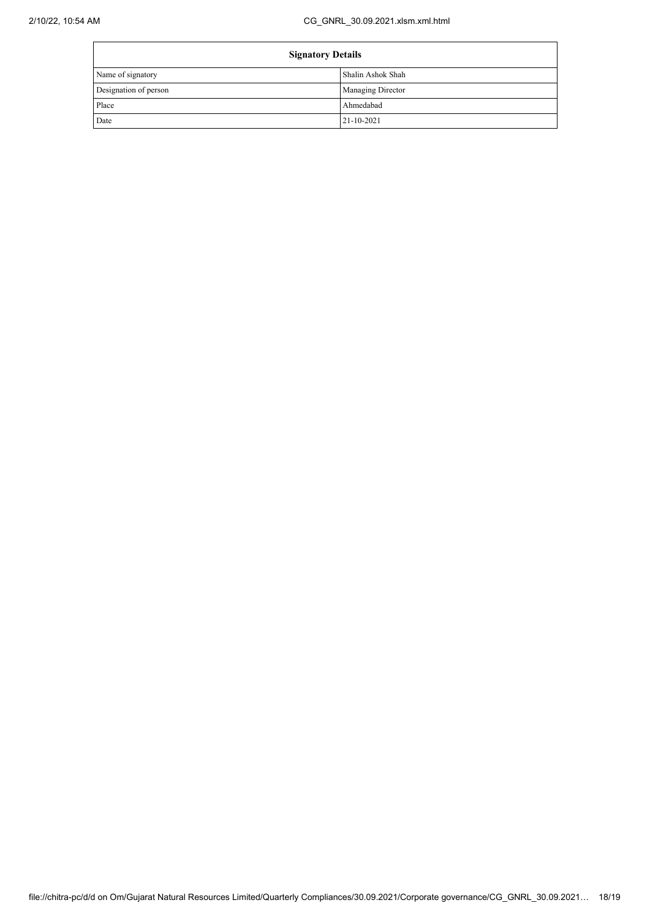| Signatory Details | |
|---|---|
| Name of signatory | Shalin Ashok Shah |
| Designation of person | Managing Director |
| Place | Ahmedabad |
| Date | 21-10-2021 |